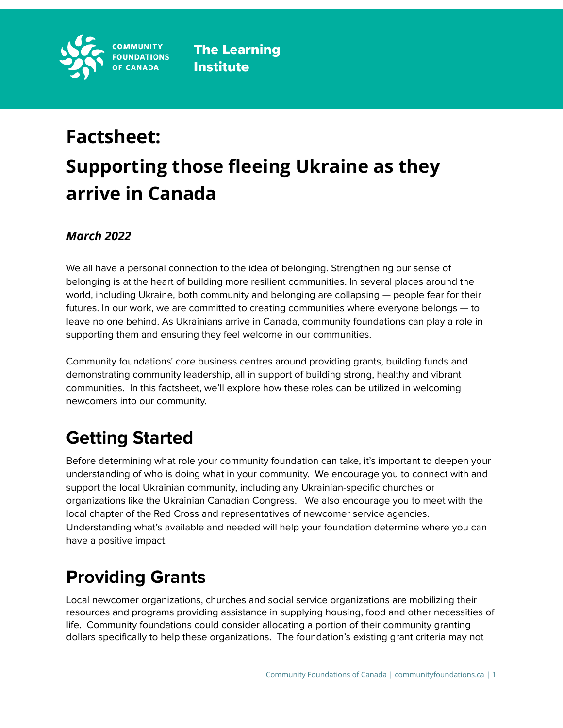COMMUNITY FOUNDATIONS OF CANADA | The Learning Institute

# Factsheet: Supporting those fleeing Ukraine as they arrive in Canada

***March 2022***

We all have a personal connection to the idea of belonging. Strengthening our sense of belonging is at the heart of building more resilient communities. In several places around the world, including Ukraine, both community and belonging are collapsing — people fear for their futures. In our work, we are committed to creating communities where everyone belongs — to leave no one behind. As Ukrainians arrive in Canada, community foundations can play a role in supporting them and ensuring they feel welcome in our communities.

Community foundations' core business centres around providing grants, building funds and demonstrating community leadership, all in support of building strong, healthy and vibrant communities. In this factsheet, we'll explore how these roles can be utilized in welcoming newcomers into our community.

## Getting Started

Before determining what role your community foundation can take, it's important to deepen your understanding of who is doing what in your community. We encourage you to connect with and support the local Ukrainian community, including any Ukrainian-specific churches or organizations like the Ukrainian Canadian Congress. We also encourage you to meet with the local chapter of the Red Cross and representatives of newcomer service agencies. Understanding what's available and needed will help your foundation determine where you can have a positive impact.

## Providing Grants

Local newcomer organizations, churches and social service organizations are mobilizing their resources and programs providing assistance in supplying housing, food and other necessities of life. Community foundations could consider allocating a portion of their community granting dollars specifically to help these organizations. The foundation's existing grant criteria may not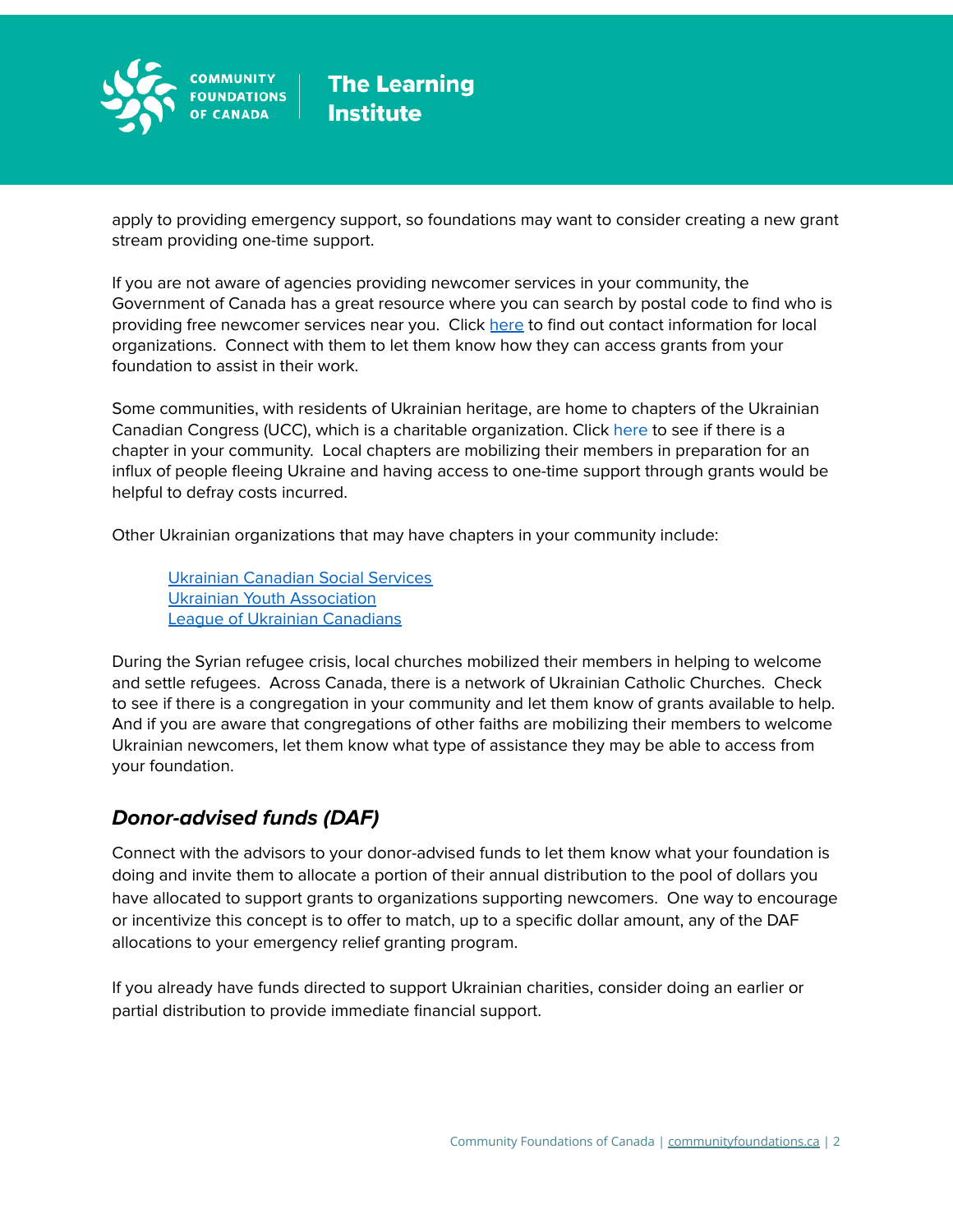apply to providing emergency support, so foundations may want to consider creating a new grant stream providing one-time support.

If you are not aware of agencies providing newcomer services in your community, the Government of Canada has a great resource where you can search by postal code to find who is providing free newcomer services near you.  Click here to find out contact information for local organizations.  Connect with them to let them know how they can access grants from your foundation to assist in their work.

Some communities, with residents of Ukrainian heritage, are home to chapters of the Ukrainian Canadian Congress (UCC), which is a charitable organization. Click here to see if there is a chapter in your community.  Local chapters are mobilizing their members in preparation for an influx of people fleeing Ukraine and having access to one-time support through grants would be helpful to defray costs incurred.

Other Ukrainian organizations that may have chapters in your community include:

> Ukrainian Canadian Social Services
> Ukrainian Youth Association
> League of Ukrainian Canadians

During the Syrian refugee crisis, local churches mobilized their members in helping to welcome and settle refugees.  Across Canada, there is a network of Ukrainian Catholic Churches.  Check to see if there is a congregation in your community and let them know of grants available to help. And if you are aware that congregations of other faiths are mobilizing their members to welcome Ukrainian newcomers, let them know what type of assistance they may be able to access from your foundation.

## *Donor-advised funds (DAF)*

Connect with the advisors to your donor-advised funds to let them know what your foundation is doing and invite them to allocate a portion of their annual distribution to the pool of dollars you have allocated to support grants to organizations supporting newcomers.  One way to encourage or incentivize this concept is to offer to match, up to a specific dollar amount, any of the DAF allocations to your emergency relief granting program.

If you already have funds directed to support Ukrainian charities, consider doing an earlier or partial distribution to provide immediate financial support.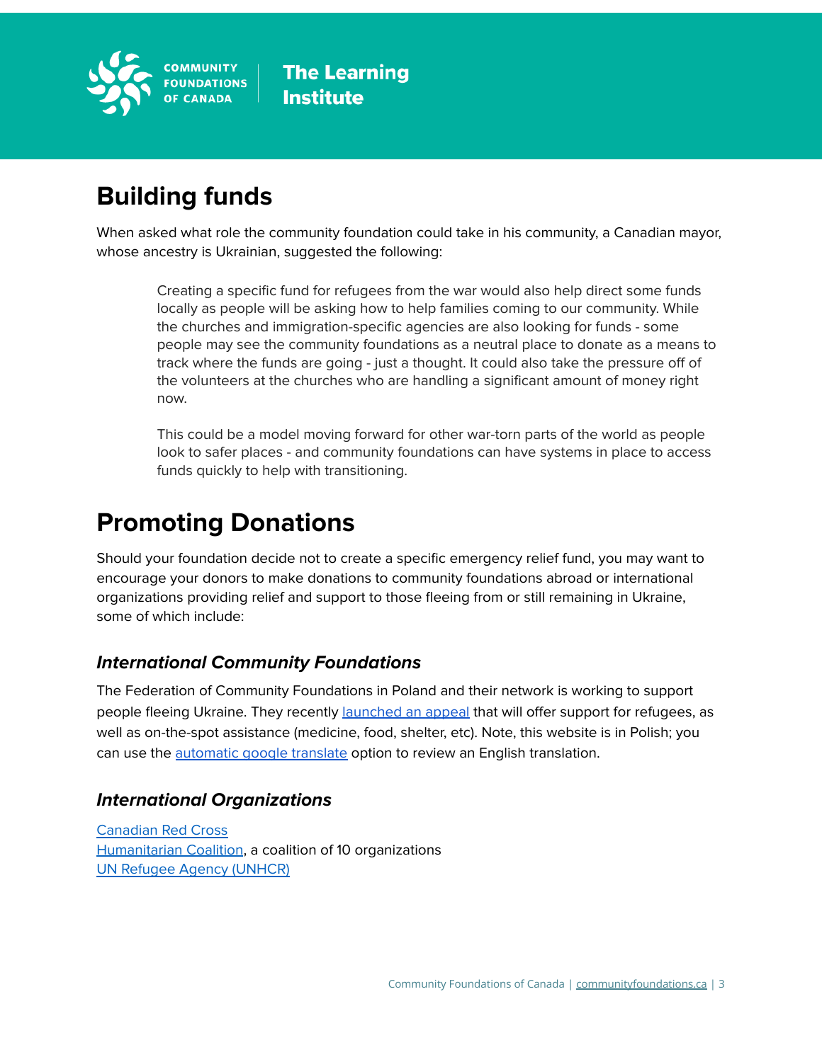# Building funds

When asked what role the community foundation could take in his community, a Canadian mayor, whose ancestry is Ukrainian, suggested the following:

> Creating a specific fund for refugees from the war would also help direct some funds locally as people will be asking how to help families coming to our community. While the churches and immigration-specific agencies are also looking for funds - some people may see the community foundations as a neutral place to donate as a means to track where the funds are going - just a thought. It could also take the pressure off of the volunteers at the churches who are handling a significant amount of money right now.
>
> This could be a model moving forward for other war-torn parts of the world as people look to safer places - and community foundations can have systems in place to access funds quickly to help with transitioning.

# Promoting Donations

Should your foundation decide not to create a specific emergency relief fund, you may want to encourage your donors to make donations to community foundations abroad or international organizations providing relief and support to those fleeing from or still remaining in Ukraine, some of which include:

### *International Community Foundations*

The Federation of Community Foundations in Poland and their network is working to support people fleeing Ukraine. They recently launched an appeal that will offer support for refugees, as well as on-the-spot assistance (medicine, food, shelter, etc). Note, this website is in Polish; you can use the automatic google translate option to review an English translation.

### *International Organizations*

Canadian Red Cross
Humanitarian Coalition, a coalition of 10 organizations
UN Refugee Agency (UNHCR)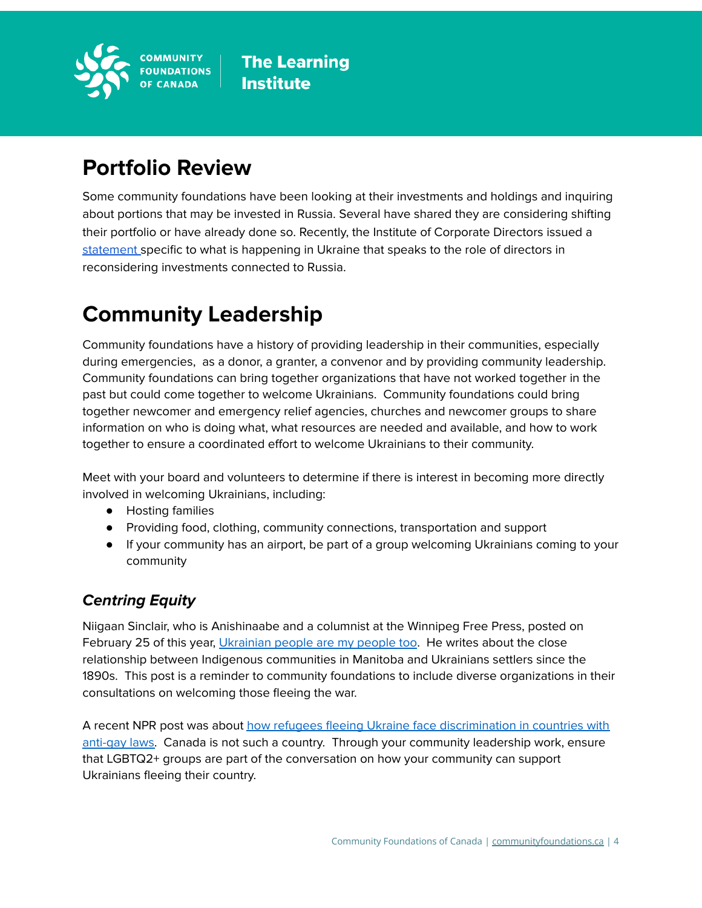## Portfolio Review

Some community foundations have been looking at their investments and holdings and inquiring about portions that may be invested in Russia. Several have shared they are considering shifting their portfolio or have already done so. Recently, the Institute of Corporate Directors issued a statement specific to what is happening in Ukraine that speaks to the role of directors in reconsidering investments connected to Russia.

## Community Leadership

Community foundations have a history of providing leadership in their communities, especially during emergencies, as a donor, a granter, a convenor and by providing community leadership. Community foundations can bring together organizations that have not worked together in the past but could come together to welcome Ukrainians. Community foundations could bring together newcomer and emergency relief agencies, churches and newcomer groups to share information on who is doing what, what resources are needed and available, and how to work together to ensure a coordinated effort to welcome Ukrainians to their community.

Meet with your board and volunteers to determine if there is interest in becoming more directly involved in welcoming Ukrainians, including:

- Hosting families
- Providing food, clothing, community connections, transportation and support
- If your community has an airport, be part of a group welcoming Ukrainians coming to your community

### *Centring Equity*

Niigaan Sinclair, who is Anishinaabe and a columnist at the Winnipeg Free Press, posted on February 25 of this year, Ukrainian people are my people too. He writes about the close relationship between Indigenous communities in Manitoba and Ukrainians settlers since the 1890s. This post is a reminder to community foundations to include diverse organizations in their consultations on welcoming those fleeing the war.

A recent NPR post was about how refugees fleeing Ukraine face discrimination in countries with anti-gay laws. Canada is not such a country. Through your community leadership work, ensure that LGBTQ2+ groups are part of the conversation on how your community can support Ukrainians fleeing their country.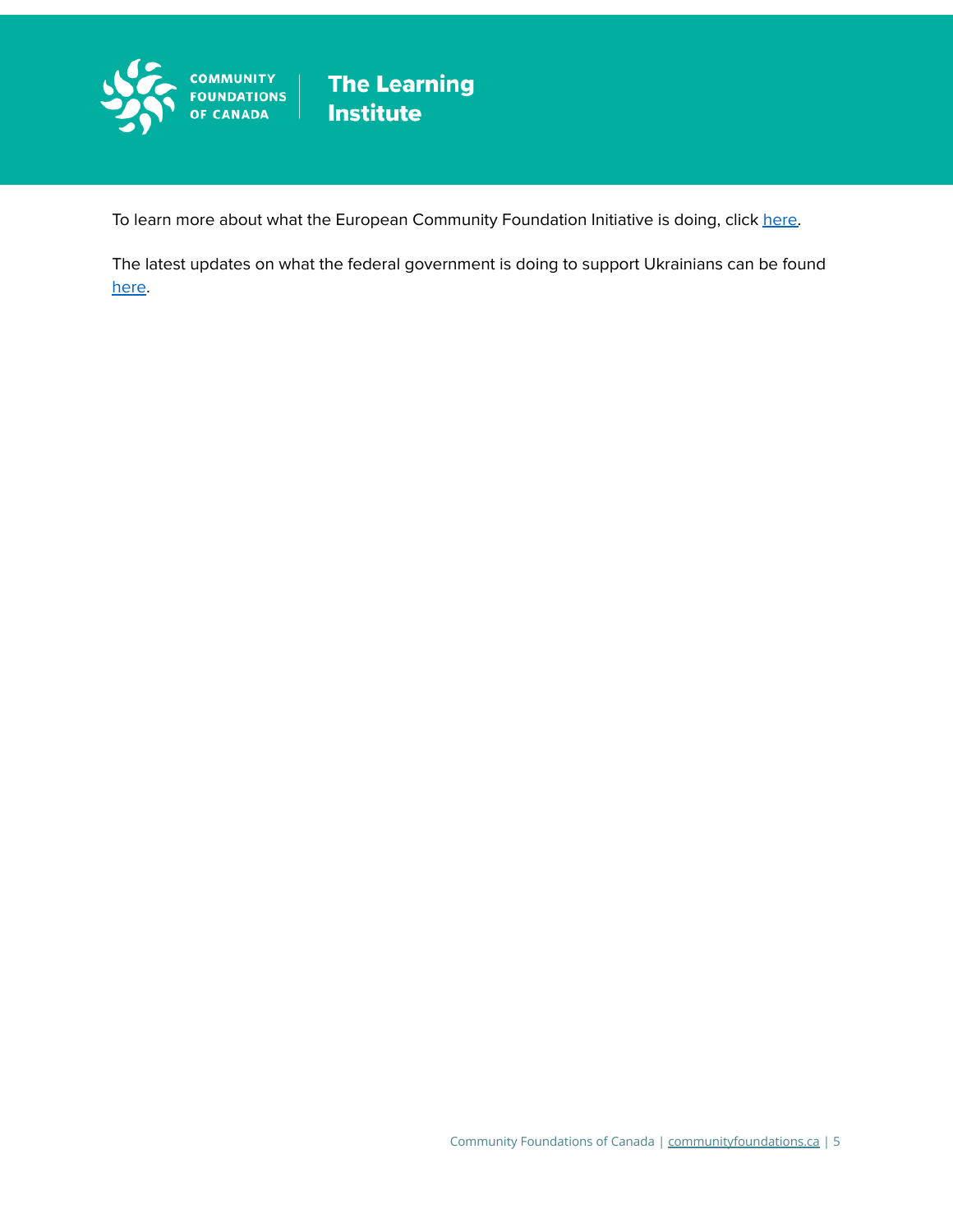To learn more about what the European Community Foundation Initiative is doing, click here.

The latest updates on what the federal government is doing to support Ukrainians can be found here.